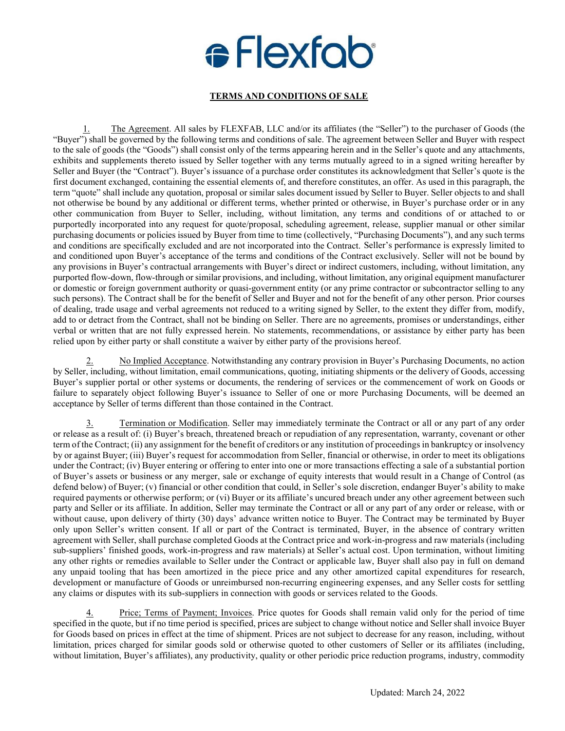# Flexfab

## TERMS AND CONDITIONS OF SALE

1. The Agreement. All sales by FLEXFAB, LLC and/or its affiliates (the "Seller") to the purchaser of Goods (the "Buyer") shall be governed by the following terms and conditions of sale. The agreement between Seller and Buyer with respect to the sale of goods (the "Goods") shall consist only of the terms appearing herein and in the Seller's quote and any attachments, exhibits and supplements thereto issued by Seller together with any terms mutually agreed to in a signed writing hereafter by Seller and Buyer (the "Contract"). Buyer's issuance of a purchase order constitutes its acknowledgment that Seller's quote is the first document exchanged, containing the essential elements of, and therefore constitutes, an offer. As used in this paragraph, the term "quote" shall include any quotation, proposal or similar sales document issued by Seller to Buyer. Seller objects to and shall not otherwise be bound by any additional or different terms, whether printed or otherwise, in Buyer's purchase order or in any other communication from Buyer to Seller, including, without limitation, any terms and conditions of or attached to or purportedly incorporated into any request for quote/proposal, scheduling agreement, release, supplier manual or other similar purchasing documents or policies issued by Buyer from time to time (collectively, "Purchasing Documents"), and any such terms and conditions are specifically excluded and are not incorporated into the Contract. Seller's performance is expressly limited to and conditioned upon Buyer's acceptance of the terms and conditions of the Contract exclusively. Seller will not be bound by any provisions in Buyer's contractual arrangements with Buyer's direct or indirect customers, including, without limitation, any purported flow-down, flow-through or similar provisions, and including, without limitation, any original equipment manufacturer or domestic or foreign government authority or quasi-government entity (or any prime contractor or subcontractor selling to any such persons). The Contract shall be for the benefit of Seller and Buyer and not for the benefit of any other person. Prior courses of dealing, trade usage and verbal agreements not reduced to a writing signed by Seller, to the extent they differ from, modify, add to or detract from the Contract, shall not be binding on Seller. There are no agreements, promises or understandings, either verbal or written that are not fully expressed herein. No statements, recommendations, or assistance by either party has been relied upon by either party or shall constitute a waiver by either party of the provisions hereof.

2. No Implied Acceptance. Notwithstanding any contrary provision in Buyer's Purchasing Documents, no action by Seller, including, without limitation, email communications, quoting, initiating shipments or the delivery of Goods, accessing Buyer's supplier portal or other systems or documents, the rendering of services or the commencement of work on Goods or failure to separately object following Buyer's issuance to Seller of one or more Purchasing Documents, will be deemed an acceptance by Seller of terms different than those contained in the Contract.

3. Termination or Modification. Seller may immediately terminate the Contract or all or any part of any order or release as a result of: (i) Buyer's breach, threatened breach or repudiation of any representation, warranty, covenant or other term of the Contract; (ii) any assignment for the benefit of creditors or any institution of proceedings in bankruptcy or insolvency by or against Buyer; (iii) Buyer's request for accommodation from Seller, financial or otherwise, in order to meet its obligations under the Contract; (iv) Buyer entering or offering to enter into one or more transactions effecting a sale of a substantial portion of Buyer's assets or business or any merger, sale or exchange of equity interests that would result in a Change of Control (as defend below) of Buyer; (v) financial or other condition that could, in Seller's sole discretion, endanger Buyer's ability to make required payments or otherwise perform; or (vi) Buyer or its affiliate's uncured breach under any other agreement between such party and Seller or its affiliate. In addition, Seller may terminate the Contract or all or any part of any order or release, with or without cause, upon delivery of thirty (30) days' advance written notice to Buyer. The Contract may be terminated by Buyer only upon Seller's written consent. If all or part of the Contract is terminated, Buyer, in the absence of contrary written agreement with Seller, shall purchase completed Goods at the Contract price and work-in-progress and raw materials (including sub-suppliers' finished goods, work-in-progress and raw materials) at Seller's actual cost. Upon termination, without limiting any other rights or remedies available to Seller under the Contract or applicable law, Buyer shall also pay in full on demand any unpaid tooling that has been amortized in the piece price and any other amortized capital expenditures for research, development or manufacture of Goods or unreimbursed non-recurring engineering expenses, and any Seller costs for settling any claims or disputes with its sub-suppliers in connection with goods or services related to the Goods.

4. Price; Terms of Payment; Invoices. Price quotes for Goods shall remain valid only for the period of time specified in the quote, but if no time period is specified, prices are subject to change without notice and Seller shall invoice Buyer for Goods based on prices in effect at the time of shipment. Prices are not subject to decrease for any reason, including, without limitation, prices charged for similar goods sold or otherwise quoted to other customers of Seller or its affiliates (including, without limitation, Buyer's affiliates), any productivity, quality or other periodic price reduction programs, industry, commodity

Updated: March 24, 2022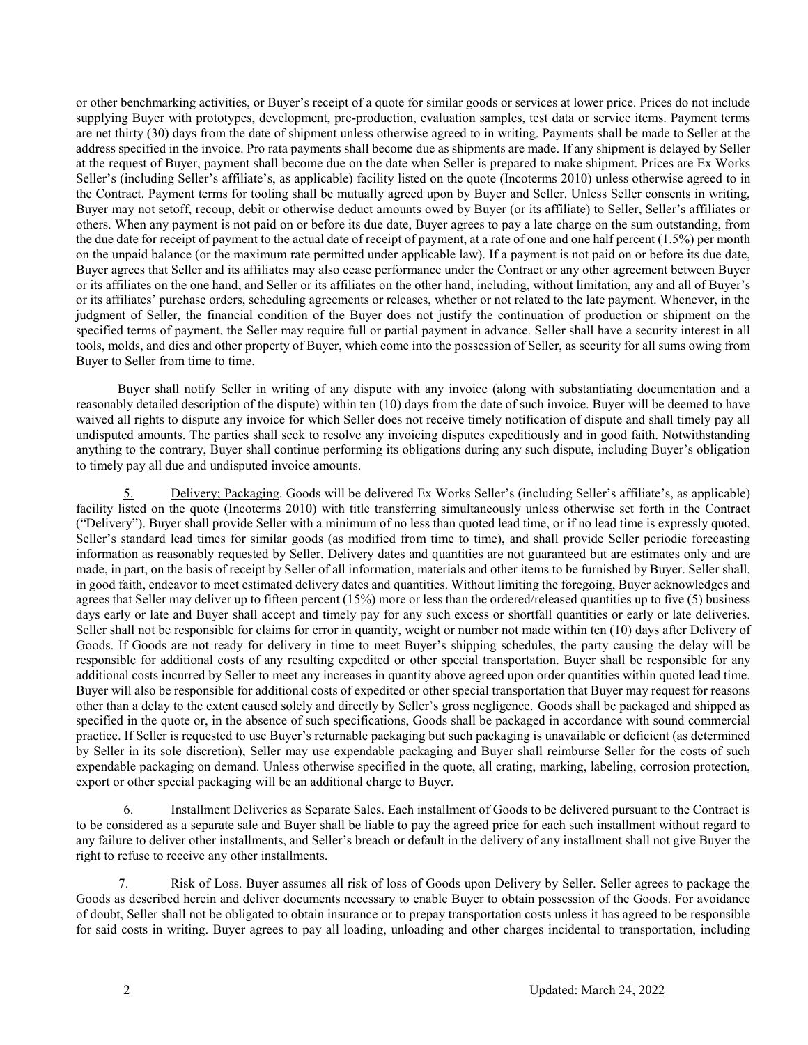or other benchmarking activities, or Buyer's receipt of a quote for similar goods or services at lower price. Prices do not include supplying Buyer with prototypes, development, pre-production, evaluation samples, test data or service items. Payment terms are net thirty (30) days from the date of shipment unless otherwise agreed to in writing. Payments shall be made to Seller at the address specified in the invoice. Pro rata payments shall become due as shipments are made. If any shipment is delayed by Seller at the request of Buyer, payment shall become due on the date when Seller is prepared to make shipment. Prices are Ex Works Seller's (including Seller's affiliate's, as applicable) facility listed on the quote (Incoterms 2010) unless otherwise agreed to in the Contract. Payment terms for tooling shall be mutually agreed upon by Buyer and Seller. Unless Seller consents in writing, Buyer may not setoff, recoup, debit or otherwise deduct amounts owed by Buyer (or its affiliate) to Seller, Seller's affiliates or others. When any payment is not paid on or before its due date, Buyer agrees to pay a late charge on the sum outstanding, from the due date for receipt of payment to the actual date of receipt of payment, at a rate of one and one half percent (1.5%) per month on the unpaid balance (or the maximum rate permitted under applicable law). If a payment is not paid on or before its due date, Buyer agrees that Seller and its affiliates may also cease performance under the Contract or any other agreement between Buyer or its affiliates on the one hand, and Seller or its affiliates on the other hand, including, without limitation, any and all of Buyer's or its affiliates' purchase orders, scheduling agreements or releases, whether or not related to the late payment. Whenever, in the judgment of Seller, the financial condition of the Buyer does not justify the continuation of production or shipment on the specified terms of payment, the Seller may require full or partial payment in advance. Seller shall have a security interest in all tools, molds, and dies and other property of Buyer, which come into the possession of Seller, as security for all sums owing from Buyer to Seller from time to time.

Buyer shall notify Seller in writing of any dispute with any invoice (along with substantiating documentation and a reasonably detailed description of the dispute) within ten (10) days from the date of such invoice. Buyer will be deemed to have waived all rights to dispute any invoice for which Seller does not receive timely notification of dispute and shall timely pay all undisputed amounts. The parties shall seek to resolve any invoicing disputes expeditiously and in good faith. Notwithstanding anything to the contrary, Buyer shall continue performing its obligations during any such dispute, including Buyer's obligation to timely pay all due and undisputed invoice amounts.

5. Delivery; Packaging. Goods will be delivered Ex Works Seller's (including Seller's affiliate's, as applicable) facility listed on the quote (Incoterms 2010) with title transferring simultaneously unless otherwise set forth in the Contract ("Delivery"). Buyer shall provide Seller with a minimum of no less than quoted lead time, or if no lead time is expressly quoted, Seller's standard lead times for similar goods (as modified from time to time), and shall provide Seller periodic forecasting information as reasonably requested by Seller. Delivery dates and quantities are not guaranteed but are estimates only and are made, in part, on the basis of receipt by Seller of all information, materials and other items to be furnished by Buyer. Seller shall, in good faith, endeavor to meet estimated delivery dates and quantities. Without limiting the foregoing, Buyer acknowledges and agrees that Seller may deliver up to fifteen percent (15%) more or less than the ordered/released quantities up to five (5) business days early or late and Buyer shall accept and timely pay for any such excess or shortfall quantities or early or late deliveries. Seller shall not be responsible for claims for error in quantity, weight or number not made within ten (10) days after Delivery of Goods. If Goods are not ready for delivery in time to meet Buyer's shipping schedules, the party causing the delay will be responsible for additional costs of any resulting expedited or other special transportation. Buyer shall be responsible for any additional costs incurred by Seller to meet any increases in quantity above agreed upon order quantities within quoted lead time. Buyer will also be responsible for additional costs of expedited or other special transportation that Buyer may request for reasons other than a delay to the extent caused solely and directly by Seller's gross negligence. Goods shall be packaged and shipped as specified in the quote or, in the absence of such specifications, Goods shall be packaged in accordance with sound commercial practice. If Seller is requested to use Buyer's returnable packaging but such packaging is unavailable or deficient (as determined by Seller in its sole discretion), Seller may use expendable packaging and Buyer shall reimburse Seller for the costs of such expendable packaging on demand. Unless otherwise specified in the quote, all crating, marking, labeling, corrosion protection, export or other special packaging will be an additional charge to Buyer.

6. Installment Deliveries as Separate Sales. Each installment of Goods to be delivered pursuant to the Contract is to be considered as a separate sale and Buyer shall be liable to pay the agreed price for each such installment without regard to any failure to deliver other installments, and Seller's breach or default in the delivery of any installment shall not give Buyer the right to refuse to receive any other installments.

7. Risk of Loss. Buyer assumes all risk of loss of Goods upon Delivery by Seller. Seller agrees to package the Goods as described herein and deliver documents necessary to enable Buyer to obtain possession of the Goods. For avoidance of doubt, Seller shall not be obligated to obtain insurance or to prepay transportation costs unless it has agreed to be responsible for said costs in writing. Buyer agrees to pay all loading, unloading and other charges incidental to transportation, including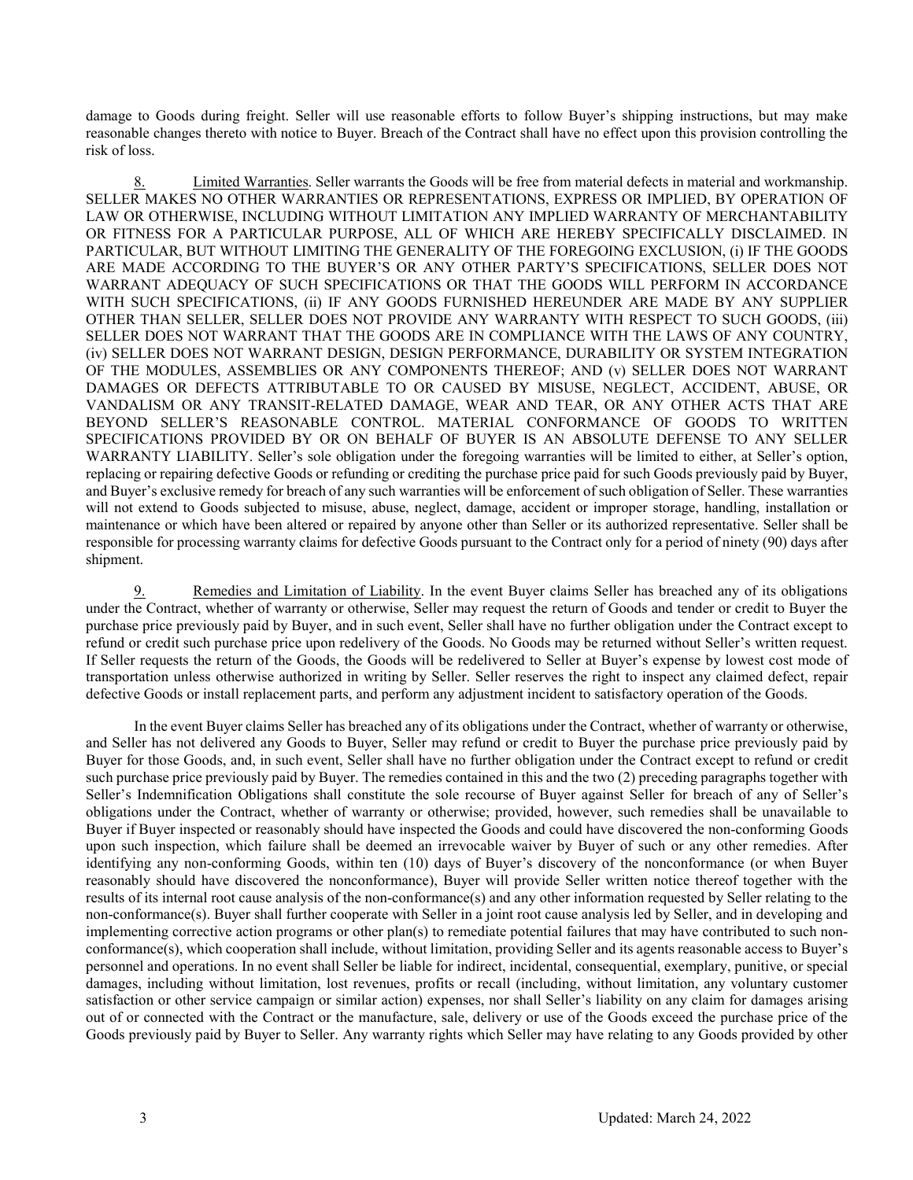damage to Goods during freight. Seller will use reasonable efforts to follow Buyer's shipping instructions, but may make reasonable changes thereto with notice to Buyer. Breach of the Contract shall have no effect upon this provision controlling the risk of loss.

8. Limited Warranties. Seller warrants the Goods will be free from material defects in material and workmanship. SELLER MAKES NO OTHER WARRANTIES OR REPRESENTATIONS, EXPRESS OR IMPLIED, BY OPERATION OF LAW OR OTHERWISE, INCLUDING WITHOUT LIMITATION ANY IMPLIED WARRANTY OF MERCHANTABILITY OR FITNESS FOR A PARTICULAR PURPOSE, ALL OF WHICH ARE HEREBY SPECIFICALLY DISCLAIMED. IN PARTICULAR, BUT WITHOUT LIMITING THE GENERALITY OF THE FOREGOING EXCLUSION, (i) IF THE GOODS ARE MADE ACCORDING TO THE BUYER'S OR ANY OTHER PARTY'S SPECIFICATIONS, SELLER DOES NOT WARRANT ADEQUACY OF SUCH SPECIFICATIONS OR THAT THE GOODS WILL PERFORM IN ACCORDANCE WITH SUCH SPECIFICATIONS, (ii) IF ANY GOODS FURNISHED HEREUNDER ARE MADE BY ANY SUPPLIER OTHER THAN SELLER, SELLER DOES NOT PROVIDE ANY WARRANTY WITH RESPECT TO SUCH GOODS, (iii) SELLER DOES NOT WARRANT THAT THE GOODS ARE IN COMPLIANCE WITH THE LAWS OF ANY COUNTRY, (iv) SELLER DOES NOT WARRANT DESIGN, DESIGN PERFORMANCE, DURABILITY OR SYSTEM INTEGRATION OF THE MODULES, ASSEMBLIES OR ANY COMPONENTS THEREOF; AND (v) SELLER DOES NOT WARRANT DAMAGES OR DEFECTS ATTRIBUTABLE TO OR CAUSED BY MISUSE, NEGLECT, ACCIDENT, ABUSE, OR VANDALISM OR ANY TRANSIT-RELATED DAMAGE, WEAR AND TEAR, OR ANY OTHER ACTS THAT ARE BEYOND SELLER'S REASONABLE CONTROL. MATERIAL CONFORMANCE OF GOODS TO WRITTEN SPECIFICATIONS PROVIDED BY OR ON BEHALF OF BUYER IS AN ABSOLUTE DEFENSE TO ANY SELLER WARRANTY LIABILITY. Seller's sole obligation under the foregoing warranties will be limited to either, at Seller's option, replacing or repairing defective Goods or refunding or crediting the purchase price paid for such Goods previously paid by Buyer, and Buyer's exclusive remedy for breach of any such warranties will be enforcement of such obligation of Seller. These warranties will not extend to Goods subjected to misuse, abuse, neglect, damage, accident or improper storage, handling, installation or maintenance or which have been altered or repaired by anyone other than Seller or its authorized representative. Seller shall be responsible for processing warranty claims for defective Goods pursuant to the Contract only for a period of ninety (90) days after shipment.

9. Remedies and Limitation of Liability. In the event Buyer claims Seller has breached any of its obligations under the Contract, whether of warranty or otherwise, Seller may request the return of Goods and tender or credit to Buyer the purchase price previously paid by Buyer, and in such event, Seller shall have no further obligation under the Contract except to refund or credit such purchase price upon redelivery of the Goods. No Goods may be returned without Seller's written request. If Seller requests the return of the Goods, the Goods will be redelivered to Seller at Buyer's expense by lowest cost mode of transportation unless otherwise authorized in writing by Seller. Seller reserves the right to inspect any claimed defect, repair defective Goods or install replacement parts, and perform any adjustment incident to satisfactory operation of the Goods.

In the event Buyer claims Seller has breached any of its obligations under the Contract, whether of warranty or otherwise, and Seller has not delivered any Goods to Buyer, Seller may refund or credit to Buyer the purchase price previously paid by Buyer for those Goods, and, in such event, Seller shall have no further obligation under the Contract except to refund or credit such purchase price previously paid by Buyer. The remedies contained in this and the two (2) preceding paragraphs together with Seller's Indemnification Obligations shall constitute the sole recourse of Buyer against Seller for breach of any of Seller's obligations under the Contract, whether of warranty or otherwise; provided, however, such remedies shall be unavailable to Buyer if Buyer inspected or reasonably should have inspected the Goods and could have discovered the non-conforming Goods upon such inspection, which failure shall be deemed an irrevocable waiver by Buyer of such or any other remedies. After identifying any non-conforming Goods, within ten (10) days of Buyer's discovery of the nonconformance (or when Buyer reasonably should have discovered the nonconformance), Buyer will provide Seller written notice thereof together with the results of its internal root cause analysis of the non-conformance(s) and any other information requested by Seller relating to the non-conformance(s). Buyer shall further cooperate with Seller in a joint root cause analysis led by Seller, and in developing and implementing corrective action programs or other plan(s) to remediate potential failures that may have contributed to such non-conformance(s), which cooperation shall include, without limitation, providing Seller and its agents reasonable access to Buyer's personnel and operations. In no event shall Seller be liable for indirect, incidental, consequential, exemplary, punitive, or special damages, including without limitation, lost revenues, profits or recall (including, without limitation, any voluntary customer satisfaction or other service campaign or similar action) expenses, nor shall Seller's liability on any claim for damages arising out of or connected with the Contract or the manufacture, sale, delivery or use of the Goods exceed the purchase price of the Goods previously paid by Buyer to Seller. Any warranty rights which Seller may have relating to any Goods provided by other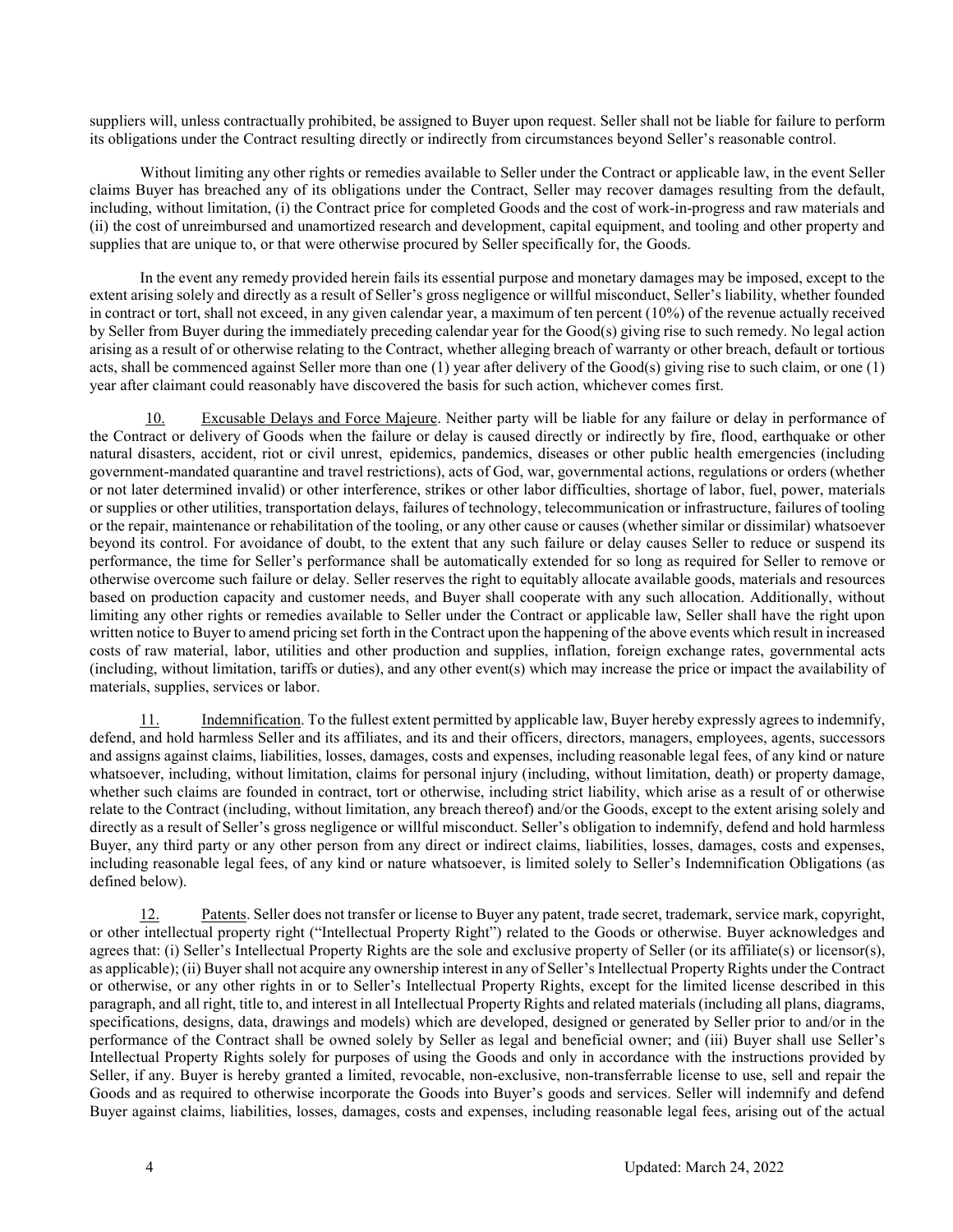suppliers will, unless contractually prohibited, be assigned to Buyer upon request. Seller shall not be liable for failure to perform its obligations under the Contract resulting directly or indirectly from circumstances beyond Seller's reasonable control.

Without limiting any other rights or remedies available to Seller under the Contract or applicable law, in the event Seller claims Buyer has breached any of its obligations under the Contract, Seller may recover damages resulting from the default, including, without limitation, (i) the Contract price for completed Goods and the cost of work-in-progress and raw materials and (ii) the cost of unreimbursed and unamortized research and development, capital equipment, and tooling and other property and supplies that are unique to, or that were otherwise procured by Seller specifically for, the Goods.

In the event any remedy provided herein fails its essential purpose and monetary damages may be imposed, except to the extent arising solely and directly as a result of Seller's gross negligence or willful misconduct, Seller's liability, whether founded in contract or tort, shall not exceed, in any given calendar year, a maximum of ten percent (10%) of the revenue actually received by Seller from Buyer during the immediately preceding calendar year for the Good(s) giving rise to such remedy. No legal action arising as a result of or otherwise relating to the Contract, whether alleging breach of warranty or other breach, default or tortious acts, shall be commenced against Seller more than one (1) year after delivery of the Good(s) giving rise to such claim, or one (1) year after claimant could reasonably have discovered the basis for such action, whichever comes first.

10. Excusable Delays and Force Majeure. Neither party will be liable for any failure or delay in performance of the Contract or delivery of Goods when the failure or delay is caused directly or indirectly by fire, flood, earthquake or other natural disasters, accident, riot or civil unrest, epidemics, pandemics, diseases or other public health emergencies (including government-mandated quarantine and travel restrictions), acts of God, war, governmental actions, regulations or orders (whether or not later determined invalid) or other interference, strikes or other labor difficulties, shortage of labor, fuel, power, materials or supplies or other utilities, transportation delays, failures of technology, telecommunication or infrastructure, failures of tooling or the repair, maintenance or rehabilitation of the tooling, or any other cause or causes (whether similar or dissimilar) whatsoever beyond its control. For avoidance of doubt, to the extent that any such failure or delay causes Seller to reduce or suspend its performance, the time for Seller's performance shall be automatically extended for so long as required for Seller to remove or otherwise overcome such failure or delay. Seller reserves the right to equitably allocate available goods, materials and resources based on production capacity and customer needs, and Buyer shall cooperate with any such allocation. Additionally, without limiting any other rights or remedies available to Seller under the Contract or applicable law, Seller shall have the right upon written notice to Buyer to amend pricing set forth in the Contract upon the happening of the above events which result in increased costs of raw material, labor, utilities and other production and supplies, inflation, foreign exchange rates, governmental acts (including, without limitation, tariffs or duties), and any other event(s) which may increase the price or impact the availability of materials, supplies, services or labor.

11. Indemnification. To the fullest extent permitted by applicable law, Buyer hereby expressly agrees to indemnify, defend, and hold harmless Seller and its affiliates, and its and their officers, directors, managers, employees, agents, successors and assigns against claims, liabilities, losses, damages, costs and expenses, including reasonable legal fees, of any kind or nature whatsoever, including, without limitation, claims for personal injury (including, without limitation, death) or property damage, whether such claims are founded in contract, tort or otherwise, including strict liability, which arise as a result of or otherwise relate to the Contract (including, without limitation, any breach thereof) and/or the Goods, except to the extent arising solely and directly as a result of Seller's gross negligence or willful misconduct. Seller's obligation to indemnify, defend and hold harmless Buyer, any third party or any other person from any direct or indirect claims, liabilities, losses, damages, costs and expenses, including reasonable legal fees, of any kind or nature whatsoever, is limited solely to Seller's Indemnification Obligations (as defined below).

12. Patents. Seller does not transfer or license to Buyer any patent, trade secret, trademark, service mark, copyright, or other intellectual property right ("Intellectual Property Right") related to the Goods or otherwise. Buyer acknowledges and agrees that: (i) Seller's Intellectual Property Rights are the sole and exclusive property of Seller (or its affiliate(s) or licensor(s), as applicable); (ii) Buyer shall not acquire any ownership interest in any of Seller's Intellectual Property Rights under the Contract or otherwise, or any other rights in or to Seller's Intellectual Property Rights, except for the limited license described in this paragraph, and all right, title to, and interest in all Intellectual Property Rights and related materials (including all plans, diagrams, specifications, designs, data, drawings and models) which are developed, designed or generated by Seller prior to and/or in the performance of the Contract shall be owned solely by Seller as legal and beneficial owner; and (iii) Buyer shall use Seller's Intellectual Property Rights solely for purposes of using the Goods and only in accordance with the instructions provided by Seller, if any. Buyer is hereby granted a limited, revocable, non-exclusive, non-transferrable license to use, sell and repair the Goods and as required to otherwise incorporate the Goods into Buyer's goods and services. Seller will indemnify and defend Buyer against claims, liabilities, losses, damages, costs and expenses, including reasonable legal fees, arising out of the actual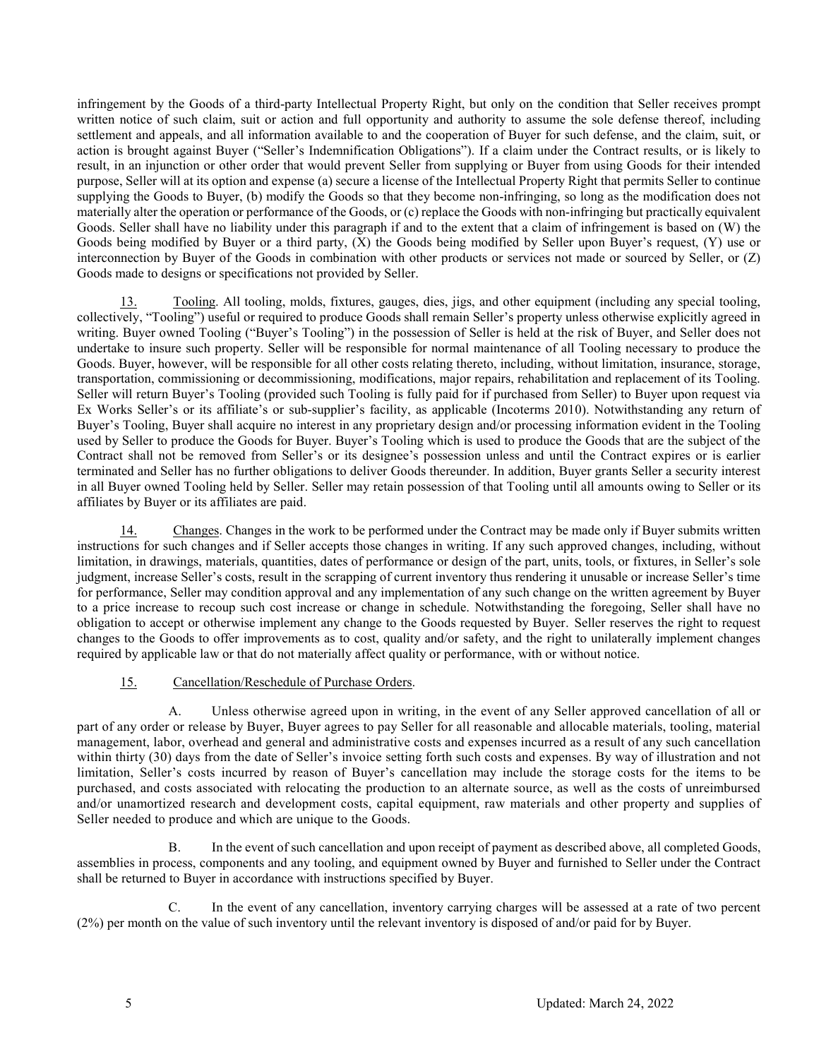infringement by the Goods of a third-party Intellectual Property Right, but only on the condition that Seller receives prompt written notice of such claim, suit or action and full opportunity and authority to assume the sole defense thereof, including settlement and appeals, and all information available to and the cooperation of Buyer for such defense, and the claim, suit, or action is brought against Buyer ("Seller's Indemnification Obligations"). If a claim under the Contract results, or is likely to result, in an injunction or other order that would prevent Seller from supplying or Buyer from using Goods for their intended purpose, Seller will at its option and expense (a) secure a license of the Intellectual Property Right that permits Seller to continue supplying the Goods to Buyer, (b) modify the Goods so that they become non-infringing, so long as the modification does not materially alter the operation or performance of the Goods, or (c) replace the Goods with non-infringing but practically equivalent Goods. Seller shall have no liability under this paragraph if and to the extent that a claim of infringement is based on (W) the Goods being modified by Buyer or a third party, (X) the Goods being modified by Seller upon Buyer's request, (Y) use or interconnection by Buyer of the Goods in combination with other products or services not made or sourced by Seller, or (Z) Goods made to designs or specifications not provided by Seller.

13. Tooling. All tooling, molds, fixtures, gauges, dies, jigs, and other equipment (including any special tooling, collectively, "Tooling") useful or required to produce Goods shall remain Seller's property unless otherwise explicitly agreed in writing. Buyer owned Tooling ("Buyer's Tooling") in the possession of Seller is held at the risk of Buyer, and Seller does not undertake to insure such property. Seller will be responsible for normal maintenance of all Tooling necessary to produce the Goods. Buyer, however, will be responsible for all other costs relating thereto, including, without limitation, insurance, storage, transportation, commissioning or decommissioning, modifications, major repairs, rehabilitation and replacement of its Tooling. Seller will return Buyer's Tooling (provided such Tooling is fully paid for if purchased from Seller) to Buyer upon request via Ex Works Seller's or its affiliate's or sub-supplier's facility, as applicable (Incoterms 2010). Notwithstanding any return of Buyer's Tooling, Buyer shall acquire no interest in any proprietary design and/or processing information evident in the Tooling used by Seller to produce the Goods for Buyer. Buyer's Tooling which is used to produce the Goods that are the subject of the Contract shall not be removed from Seller's or its designee's possession unless and until the Contract expires or is earlier terminated and Seller has no further obligations to deliver Goods thereunder. In addition, Buyer grants Seller a security interest in all Buyer owned Tooling held by Seller. Seller may retain possession of that Tooling until all amounts owing to Seller or its affiliates by Buyer or its affiliates are paid.

14. Changes. Changes in the work to be performed under the Contract may be made only if Buyer submits written instructions for such changes and if Seller accepts those changes in writing. If any such approved changes, including, without limitation, in drawings, materials, quantities, dates of performance or design of the part, units, tools, or fixtures, in Seller's sole judgment, increase Seller's costs, result in the scrapping of current inventory thus rendering it unusable or increase Seller's time for performance, Seller may condition approval and any implementation of any such change on the written agreement by Buyer to a price increase to recoup such cost increase or change in schedule. Notwithstanding the foregoing, Seller shall have no obligation to accept or otherwise implement any change to the Goods requested by Buyer. Seller reserves the right to request changes to the Goods to offer improvements as to cost, quality and/or safety, and the right to unilaterally implement changes required by applicable law or that do not materially affect quality or performance, with or without notice.

15. Cancellation/Reschedule of Purchase Orders.

A. Unless otherwise agreed upon in writing, in the event of any Seller approved cancellation of all or part of any order or release by Buyer, Buyer agrees to pay Seller for all reasonable and allocable materials, tooling, material management, labor, overhead and general and administrative costs and expenses incurred as a result of any such cancellation within thirty (30) days from the date of Seller's invoice setting forth such costs and expenses. By way of illustration and not limitation, Seller's costs incurred by reason of Buyer's cancellation may include the storage costs for the items to be purchased, and costs associated with relocating the production to an alternate source, as well as the costs of unreimbursed and/or unamortized research and development costs, capital equipment, raw materials and other property and supplies of Seller needed to produce and which are unique to the Goods.

B. In the event of such cancellation and upon receipt of payment as described above, all completed Goods, assemblies in process, components and any tooling, and equipment owned by Buyer and furnished to Seller under the Contract shall be returned to Buyer in accordance with instructions specified by Buyer.

C. In the event of any cancellation, inventory carrying charges will be assessed at a rate of two percent (2%) per month on the value of such inventory until the relevant inventory is disposed of and/or paid for by Buyer.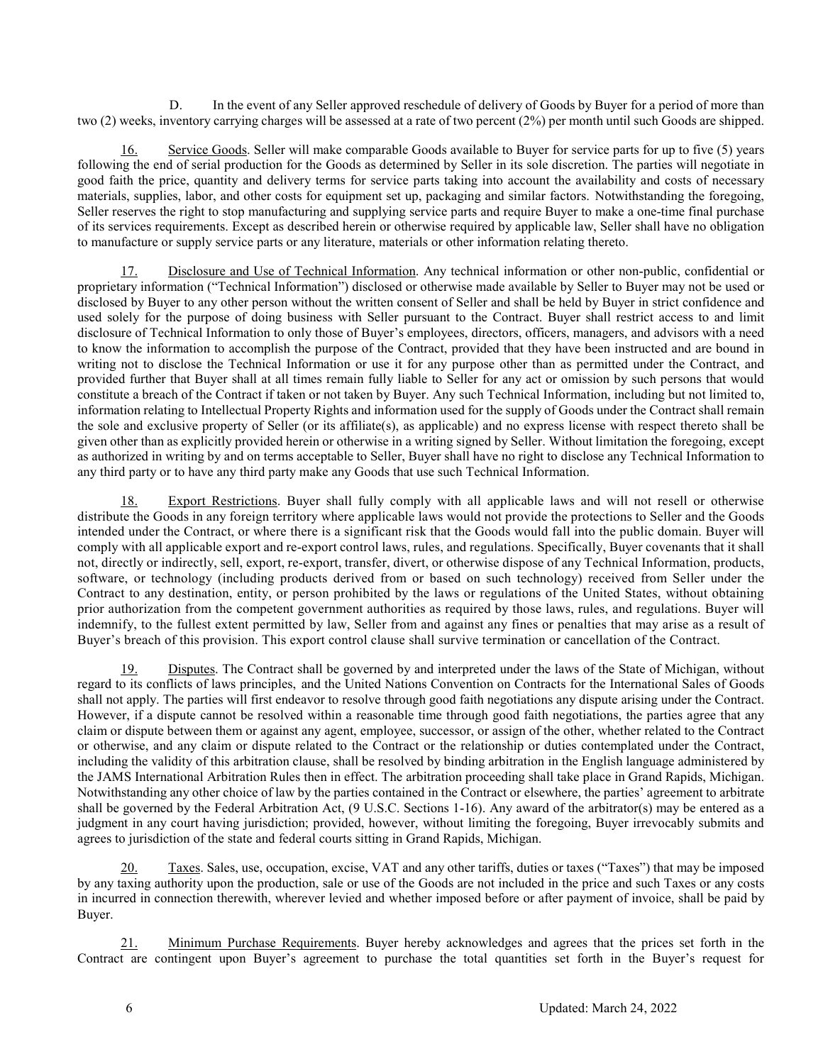D. In the event of any Seller approved reschedule of delivery of Goods by Buyer for a period of more than two (2) weeks, inventory carrying charges will be assessed at a rate of two percent (2%) per month until such Goods are shipped.

16. Service Goods. Seller will make comparable Goods available to Buyer for service parts for up to five (5) years following the end of serial production for the Goods as determined by Seller in its sole discretion. The parties will negotiate in good faith the price, quantity and delivery terms for service parts taking into account the availability and costs of necessary materials, supplies, labor, and other costs for equipment set up, packaging and similar factors. Notwithstanding the foregoing, Seller reserves the right to stop manufacturing and supplying service parts and require Buyer to make a one-time final purchase of its services requirements. Except as described herein or otherwise required by applicable law, Seller shall have no obligation to manufacture or supply service parts or any literature, materials or other information relating thereto.

17. Disclosure and Use of Technical Information. Any technical information or other non-public, confidential or proprietary information ("Technical Information") disclosed or otherwise made available by Seller to Buyer may not be used or disclosed by Buyer to any other person without the written consent of Seller and shall be held by Buyer in strict confidence and used solely for the purpose of doing business with Seller pursuant to the Contract. Buyer shall restrict access to and limit disclosure of Technical Information to only those of Buyer's employees, directors, officers, managers, and advisors with a need to know the information to accomplish the purpose of the Contract, provided that they have been instructed and are bound in writing not to disclose the Technical Information or use it for any purpose other than as permitted under the Contract, and provided further that Buyer shall at all times remain fully liable to Seller for any act or omission by such persons that would constitute a breach of the Contract if taken or not taken by Buyer. Any such Technical Information, including but not limited to, information relating to Intellectual Property Rights and information used for the supply of Goods under the Contract shall remain the sole and exclusive property of Seller (or its affiliate(s), as applicable) and no express license with respect thereto shall be given other than as explicitly provided herein or otherwise in a writing signed by Seller. Without limitation the foregoing, except as authorized in writing by and on terms acceptable to Seller, Buyer shall have no right to disclose any Technical Information to any third party or to have any third party make any Goods that use such Technical Information.

18. Export Restrictions. Buyer shall fully comply with all applicable laws and will not resell or otherwise distribute the Goods in any foreign territory where applicable laws would not provide the protections to Seller and the Goods intended under the Contract, or where there is a significant risk that the Goods would fall into the public domain. Buyer will comply with all applicable export and re-export control laws, rules, and regulations. Specifically, Buyer covenants that it shall not, directly or indirectly, sell, export, re-export, transfer, divert, or otherwise dispose of any Technical Information, products, software, or technology (including products derived from or based on such technology) received from Seller under the Contract to any destination, entity, or person prohibited by the laws or regulations of the United States, without obtaining prior authorization from the competent government authorities as required by those laws, rules, and regulations. Buyer will indemnify, to the fullest extent permitted by law, Seller from and against any fines or penalties that may arise as a result of Buyer's breach of this provision. This export control clause shall survive termination or cancellation of the Contract.

19. Disputes. The Contract shall be governed by and interpreted under the laws of the State of Michigan, without regard to its conflicts of laws principles, and the United Nations Convention on Contracts for the International Sales of Goods shall not apply. The parties will first endeavor to resolve through good faith negotiations any dispute arising under the Contract. However, if a dispute cannot be resolved within a reasonable time through good faith negotiations, the parties agree that any claim or dispute between them or against any agent, employee, successor, or assign of the other, whether related to the Contract or otherwise, and any claim or dispute related to the Contract or the relationship or duties contemplated under the Contract, including the validity of this arbitration clause, shall be resolved by binding arbitration in the English language administered by the JAMS International Arbitration Rules then in effect. The arbitration proceeding shall take place in Grand Rapids, Michigan. Notwithstanding any other choice of law by the parties contained in the Contract or elsewhere, the parties' agreement to arbitrate shall be governed by the Federal Arbitration Act, (9 U.S.C. Sections 1-16). Any award of the arbitrator(s) may be entered as a judgment in any court having jurisdiction; provided, however, without limiting the foregoing, Buyer irrevocably submits and agrees to jurisdiction of the state and federal courts sitting in Grand Rapids, Michigan.

20. Taxes. Sales, use, occupation, excise, VAT and any other tariffs, duties or taxes ("Taxes") that may be imposed by any taxing authority upon the production, sale or use of the Goods are not included in the price and such Taxes or any costs in incurred in connection therewith, wherever levied and whether imposed before or after payment of invoice, shall be paid by Buyer.

21. Minimum Purchase Requirements. Buyer hereby acknowledges and agrees that the prices set forth in the Contract are contingent upon Buyer's agreement to purchase the total quantities set forth in the Buyer's request for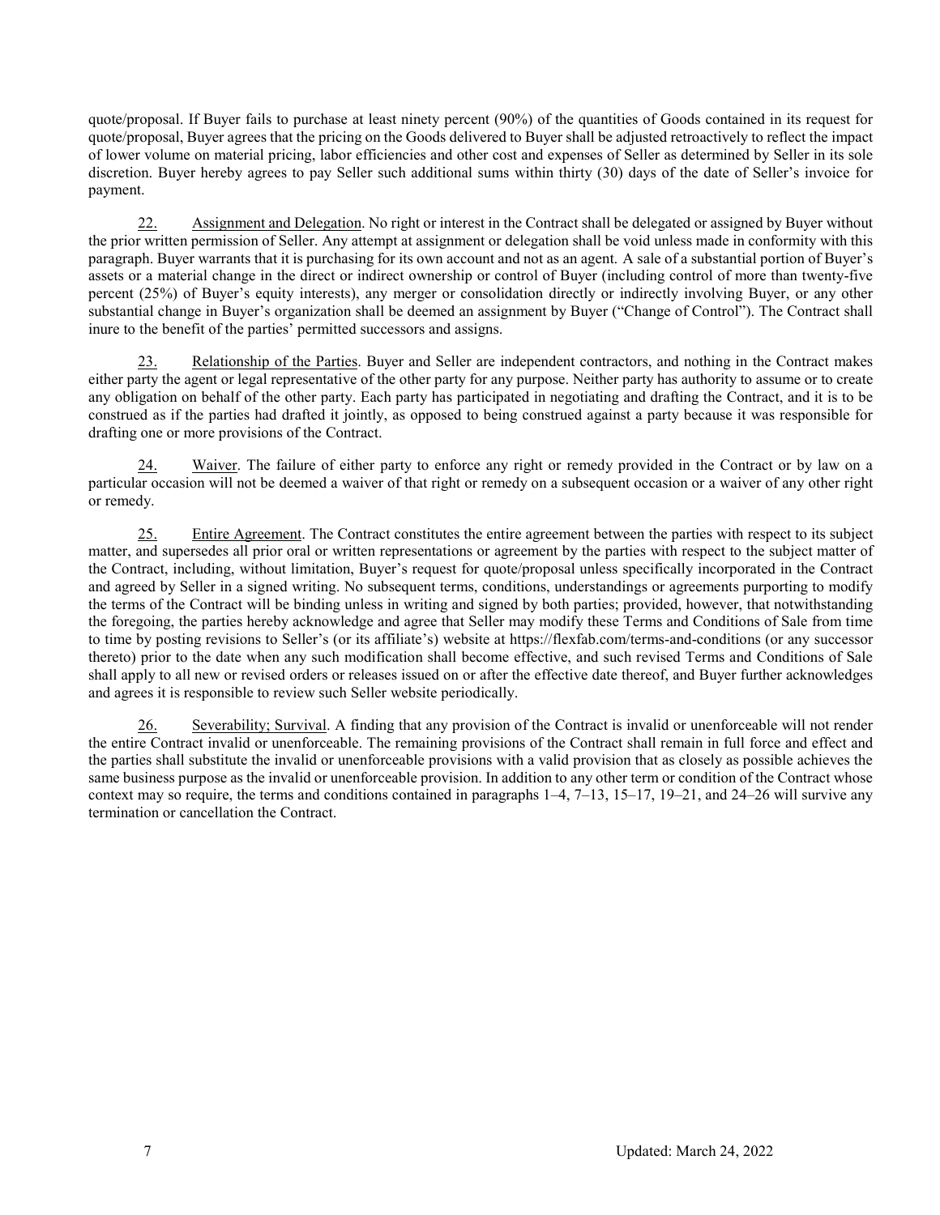quote/proposal. If Buyer fails to purchase at least ninety percent (90%) of the quantities of Goods contained in its request for quote/proposal, Buyer agrees that the pricing on the Goods delivered to Buyer shall be adjusted retroactively to reflect the impact of lower volume on material pricing, labor efficiencies and other cost and expenses of Seller as determined by Seller in its sole discretion. Buyer hereby agrees to pay Seller such additional sums within thirty (30) days of the date of Seller's invoice for payment.

22. Assignment and Delegation. No right or interest in the Contract shall be delegated or assigned by Buyer without the prior written permission of Seller. Any attempt at assignment or delegation shall be void unless made in conformity with this paragraph. Buyer warrants that it is purchasing for its own account and not as an agent. A sale of a substantial portion of Buyer's assets or a material change in the direct or indirect ownership or control of Buyer (including control of more than twenty-five percent (25%) of Buyer's equity interests), any merger or consolidation directly or indirectly involving Buyer, or any other substantial change in Buyer's organization shall be deemed an assignment by Buyer ("Change of Control"). The Contract shall inure to the benefit of the parties' permitted successors and assigns.

23. Relationship of the Parties. Buyer and Seller are independent contractors, and nothing in the Contract makes either party the agent or legal representative of the other party for any purpose. Neither party has authority to assume or to create any obligation on behalf of the other party. Each party has participated in negotiating and drafting the Contract, and it is to be construed as if the parties had drafted it jointly, as opposed to being construed against a party because it was responsible for drafting one or more provisions of the Contract.

24. Waiver. The failure of either party to enforce any right or remedy provided in the Contract or by law on a particular occasion will not be deemed a waiver of that right or remedy on a subsequent occasion or a waiver of any other right or remedy.

25. Entire Agreement. The Contract constitutes the entire agreement between the parties with respect to its subject matter, and supersedes all prior oral or written representations or agreement by the parties with respect to the subject matter of the Contract, including, without limitation, Buyer's request for quote/proposal unless specifically incorporated in the Contract and agreed by Seller in a signed writing. No subsequent terms, conditions, understandings or agreements purporting to modify the terms of the Contract will be binding unless in writing and signed by both parties; provided, however, that notwithstanding the foregoing, the parties hereby acknowledge and agree that Seller may modify these Terms and Conditions of Sale from time to time by posting revisions to Seller's (or its affiliate's) website at https://flexfab.com/terms-and-conditions (or any successor thereto) prior to the date when any such modification shall become effective, and such revised Terms and Conditions of Sale shall apply to all new or revised orders or releases issued on or after the effective date thereof, and Buyer further acknowledges and agrees it is responsible to review such Seller website periodically.

26. Severability; Survival. A finding that any provision of the Contract is invalid or unenforceable will not render the entire Contract invalid or unenforceable. The remaining provisions of the Contract shall remain in full force and effect and the parties shall substitute the invalid or unenforceable provisions with a valid provision that as closely as possible achieves the same business purpose as the invalid or unenforceable provision. In addition to any other term or condition of the Contract whose context may so require, the terms and conditions contained in paragraphs 1–4, 7–13, 15–17, 19–21, and 24–26 will survive any termination or cancellation the Contract.

Updated: March 24, 2022